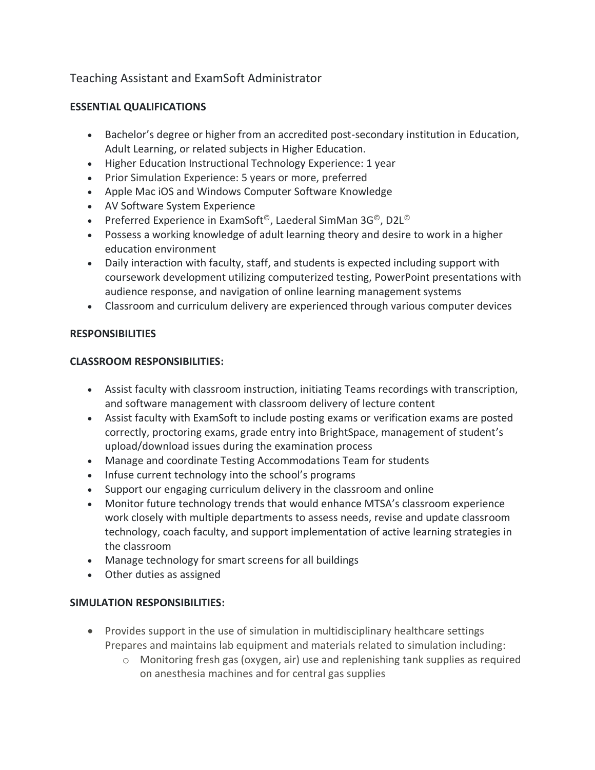# Teaching Assistant and ExamSoft Administrator

**ESSENTIAL QUALIFICATIONS**

- Bachelor's degree or higher from an accredited post-secondary institution in Education, Adult Learning, or related subjects in Higher Education.
- Higher Education Instructional Technology Experience: 1 year
- Prior Simulation Experience: 5 years or more, preferred
- Apple Mac iOS and Windows Computer Software Knowledge
- AV Software System Experience
- Preferred Experience in ExamSoft©, Laederal SimMan 3G©, D2L©
- Possess a working knowledge of adult learning theory and desire to work in a higher education environment
- Daily interaction with faculty, staff, and students is expected including support with coursework development utilizing computerized testing, PowerPoint presentations with audience response, and navigation of online learning management systems
- Classroom and curriculum delivery are experienced through various computer devices

**RESPONSIBILITIES**

**CLASSROOM RESPONSIBILITIES:**

- Assist faculty with classroom instruction, initiating Teams recordings with transcription, and software management with classroom delivery of lecture content
- Assist faculty with ExamSoft to include posting exams or verification exams are posted correctly, proctoring exams, grade entry into BrightSpace, management of student's upload/download issues during the examination process
- Manage and coordinate Testing Accommodations Team for students
- Infuse current technology into the school's programs
- Support our engaging curriculum delivery in the classroom and online
- Monitor future technology trends that would enhance MTSA's classroom experience work closely with multiple departments to assess needs, revise and update classroom technology, coach faculty, and support implementation of active learning strategies in the classroom
- Manage technology for smart screens for all buildings
- Other duties as assigned

**SIMULATION RESPONSIBILITIES:**

- Provides support in the use of simulation in multidisciplinary healthcare settings Prepares and maintains lab equipment and materials related to simulation including:
  - Monitoring fresh gas (oxygen, air) use and replenishing tank supplies as required on anesthesia machines and for central gas supplies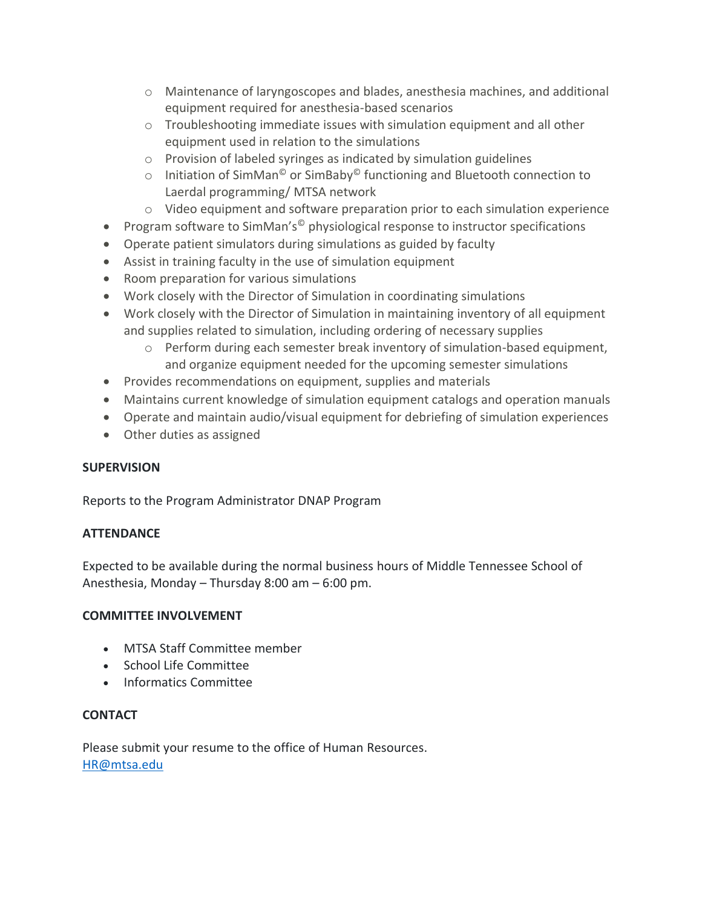- Maintenance of laryngoscopes and blades, anesthesia machines, and additional equipment required for anesthesia-based scenarios
    - Troubleshooting immediate issues with simulation equipment and all other equipment used in relation to the simulations
    - Provision of labeled syringes as indicated by simulation guidelines
    - Initiation of SimMan© or SimBaby© functioning and Bluetooth connection to Laerdal programming/ MTSA network
    - Video equipment and software preparation prior to each simulation experience
- Program software to SimMan's© physiological response to instructor specifications
- Operate patient simulators during simulations as guided by faculty
- Assist in training faculty in the use of simulation equipment
- Room preparation for various simulations
- Work closely with the Director of Simulation in coordinating simulations
- Work closely with the Director of Simulation in maintaining inventory of all equipment and supplies related to simulation, including ordering of necessary supplies
    - Perform during each semester break inventory of simulation-based equipment, and organize equipment needed for the upcoming semester simulations
- Provides recommendations on equipment, supplies and materials
- Maintains current knowledge of simulation equipment catalogs and operation manuals
- Operate and maintain audio/visual equipment for debriefing of simulation experiences
- Other duties as assigned

**SUPERVISION**

Reports to the Program Administrator DNAP Program

**ATTENDANCE**

Expected to be available during the normal business hours of Middle Tennessee School of Anesthesia, Monday – Thursday 8:00 am – 6:00 pm.

**COMMITTEE INVOLVEMENT**

- MTSA Staff Committee member
- School Life Committee
- Informatics Committee

**CONTACT**

Please submit your resume to the office of Human Resources.
HR@mtsa.edu